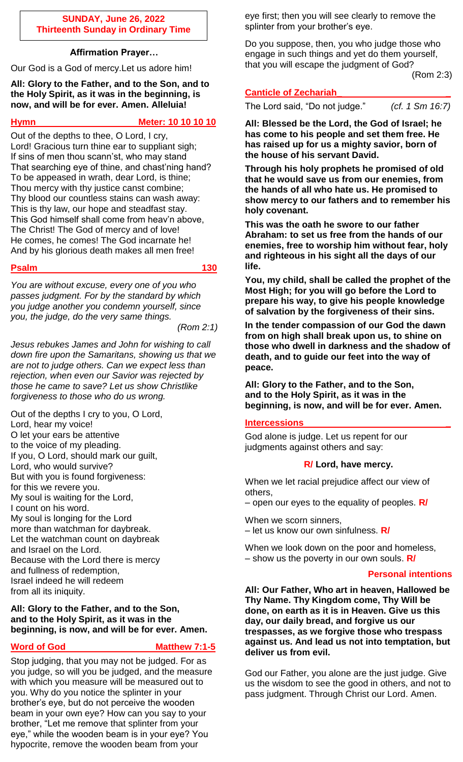**SUNDAY, June 26, 2022**
**Thirteenth Sunday in Ordinary Time**

**Affirmation Prayer…**

Our God is a God of mercy.Let us adore him!

**All: Glory to the Father, and to the Son, and to the Holy Spirit, as it was in the beginning, is now, and will be for ever. Amen. Alleluia!**

## Hymn — Meter: 10 10 10 10

Out of the depths to thee, O Lord, I cry,
Lord! Gracious turn thine ear to suppliant sigh;
If sins of men thou scann'st, who may stand
That searching eye of thine, and chast'ning hand?
To be appeased in wrath, dear Lord, is thine;
Thou mercy with thy justice canst combine;
Thy blood our countless stains can wash away:
This is thy law, our hope and steadfast stay.
This God himself shall come from heav'n above,
The Christ! The God of mercy and of love!
He comes, he comes! The God incarnate he!
And by his glorious death makes all men free!

## Psalm — 130

*You are without excuse, every one of you who passes judgment. For by the standard by which you judge another you condemn yourself, since you, the judge, do the very same things.*

*(Rom 2:1)*

*Jesus rebukes James and John for wishing to call down fire upon the Samaritans, showing us that we are not to judge others. Can we expect less than rejection, when even our Savior was rejected by those he came to save? Let us show Christlike forgiveness to those who do us wrong.*

Out of the depths I cry to you, O Lord,
Lord, hear my voice!
O let your ears be attentive
to the voice of my pleading.
If you, O Lord, should mark our guilt,
Lord, who would survive?
But with you is found forgiveness:
for this we revere you.
My soul is waiting for the Lord,
I count on his word.
My soul is longing for the Lord
more than watchman for daybreak.
Let the watchman count on daybreak
and Israel on the Lord.
Because with the Lord there is mercy
and fullness of redemption,
Israel indeed he will redeem
from all its iniquity.

**All: Glory to the Father, and to the Son, and to the Holy Spirit, as it was in the beginning, is now, and will be for ever. Amen.**

## Word of God — Matthew 7:1-5

Stop judging, that you may not be judged. For as you judge, so will you be judged, and the measure with which you measure will be measured out to you. Why do you notice the splinter in your brother's eye, but do not perceive the wooden beam in your own eye? How can you say to your brother, "Let me remove that splinter from your eye," while the wooden beam is in your eye? You hypocrite, remove the wooden beam from your eye first; then you will see clearly to remove the splinter from your brother's eye.

Do you suppose, then, you who judge those who engage in such things and yet do them yourself, that you will escape the judgment of God?

(Rom 2:3)

## Canticle of Zechariah

The Lord said, "Do not judge." *(cf. 1 Sm 16:7)*

**All: Blessed be the Lord, the God of Israel; he has come to his people and set them free. He has raised up for us a mighty savior, born of the house of his servant David.**

**Through his holy prophets he promised of old that he would save us from our enemies, from the hands of all who hate us. He promised to show mercy to our fathers and to remember his holy covenant.**

**This was the oath he swore to our father Abraham: to set us free from the hands of our enemies, free to worship him without fear, holy and righteous in his sight all the days of our life.**

**You, my child, shall be called the prophet of the Most High; for you will go before the Lord to prepare his way, to give his people knowledge of salvation by the forgiveness of their sins.**

**In the tender compassion of our God the dawn from on high shall break upon us, to shine on those who dwell in darkness and the shadow of death, and to guide our feet into the way of peace.**

**All: Glory to the Father, and to the Son, and to the Holy Spirit, as it was in the beginning, is now, and will be for ever. Amen.**

## Intercessions

God alone is judge. Let us repent for our judgments against others and say:

**R/ Lord, have mercy.**

When we let racial prejudice affect our view of others,
– open our eyes to the equality of peoples. **R/**

When we scorn sinners,
– let us know our own sinfulness. **R/**

When we look down on the poor and homeless,
– show us the poverty in our own souls. **R/**

**Personal intentions**

**All: Our Father, Who art in heaven, Hallowed be Thy Name. Thy Kingdom come, Thy Will be done, on earth as it is in Heaven. Give us this day, our daily bread, and forgive us our trespasses, as we forgive those who trespass against us. And lead us not into temptation, but deliver us from evil.**

God our Father, you alone are the just judge. Give us the wisdom to see the good in others, and not to pass judgment. Through Christ our Lord. Amen.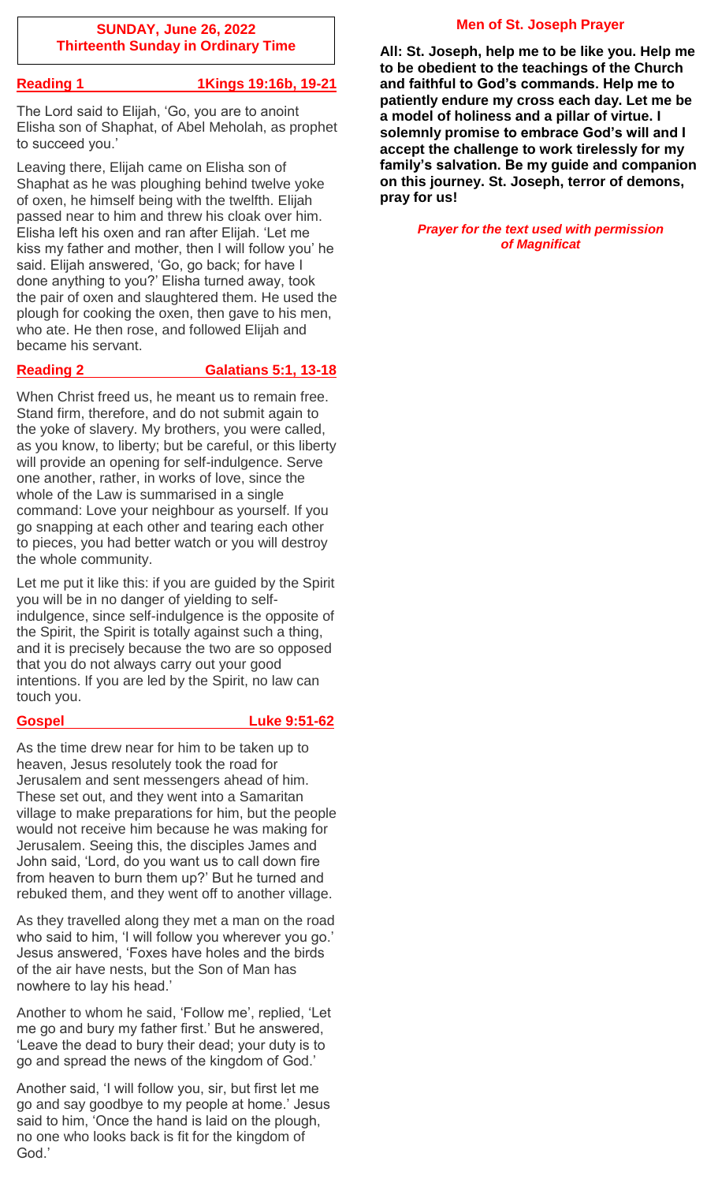## SUNDAY, June 26, 2022
## Thirteenth Sunday in Ordinary Time

### Reading 1 — 1Kings 19:16b, 19-21

The Lord said to Elijah, 'Go, you are to anoint Elisha son of Shaphat, of Abel Meholah, as prophet to succeed you.'

Leaving there, Elijah came on Elisha son of Shaphat as he was ploughing behind twelve yoke of oxen, he himself being with the twelfth. Elijah passed near to him and threw his cloak over him. Elisha left his oxen and ran after Elijah. 'Let me kiss my father and mother, then I will follow you' he said. Elijah answered, 'Go, go back; for have I done anything to you?' Elisha turned away, took the pair of oxen and slaughtered them. He used the plough for cooking the oxen, then gave to his men, who ate. He then rose, and followed Elijah and became his servant.

### Reading 2 — Galatians 5:1, 13-18

When Christ freed us, he meant us to remain free. Stand firm, therefore, and do not submit again to the yoke of slavery. My brothers, you were called, as you know, to liberty; but be careful, or this liberty will provide an opening for self-indulgence. Serve one another, rather, in works of love, since the whole of the Law is summarised in a single command: Love your neighbour as yourself. If you go snapping at each other and tearing each other to pieces, you had better watch or you will destroy the whole community.

Let me put it like this: if you are guided by the Spirit you will be in no danger of yielding to self-indulgence, since self-indulgence is the opposite of the Spirit, the Spirit is totally against such a thing, and it is precisely because the two are so opposed that you do not always carry out your good intentions. If you are led by the Spirit, no law can touch you.

### Gospel — Luke 9:51-62

As the time drew near for him to be taken up to heaven, Jesus resolutely took the road for Jerusalem and sent messengers ahead of him. These set out, and they went into a Samaritan village to make preparations for him, but the people would not receive him because he was making for Jerusalem. Seeing this, the disciples James and John said, 'Lord, do you want us to call down fire from heaven to burn them up?' But he turned and rebuked them, and they went off to another village.

As they travelled along they met a man on the road who said to him, 'I will follow you wherever you go.' Jesus answered, 'Foxes have holes and the birds of the air have nests, but the Son of Man has nowhere to lay his head.'

Another to whom he said, 'Follow me', replied, 'Let me go and bury my father first.' But he answered, 'Leave the dead to bury their dead; your duty is to go and spread the news of the kingdom of God.'

Another said, 'I will follow you, sir, but first let me go and say goodbye to my people at home.' Jesus said to him, 'Once the hand is laid on the plough, no one who looks back is fit for the kingdom of God.'

### Men of St. Joseph Prayer

**All: St. Joseph, help me to be like you. Help me to be obedient to the teachings of the Church and faithful to God's commands. Help me to patiently endure my cross each day. Let me be a model of holiness and a pillar of virtue. I solemnly promise to embrace God's will and I accept the challenge to work tirelessly for my family's salvation. Be my guide and companion on this journey. St. Joseph, terror of demons, pray for us!**

***Prayer for the text used with permission of Magnificat***